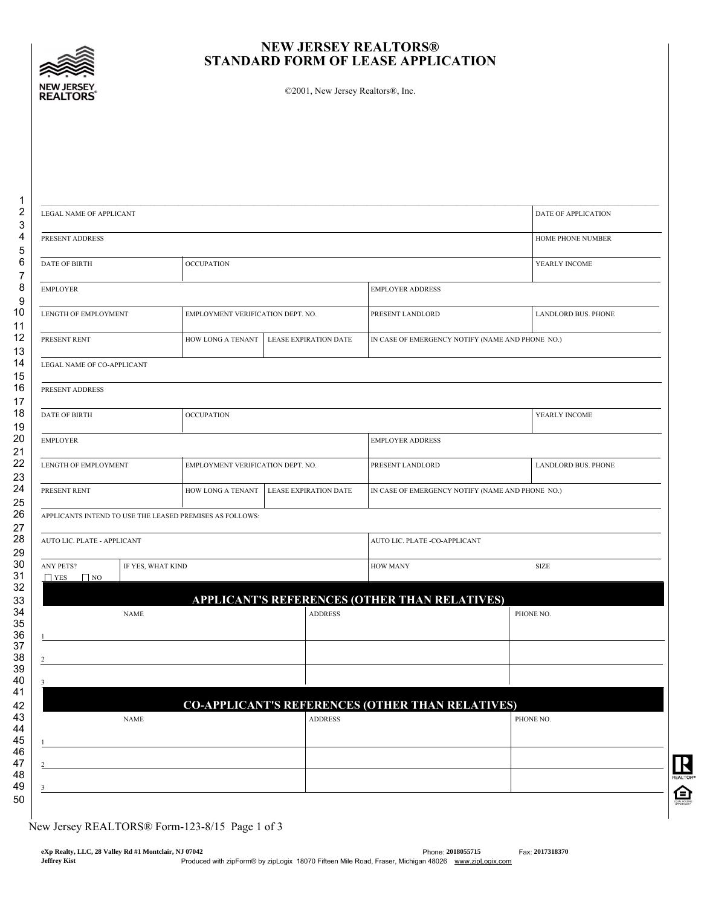# NEW JERSEY REALTORS®
# STANDARD FORM OF LEASE APPLICATION

©2001, New Jersey Realtors®, Inc.

| LEGAL NAME OF APPLICANT | | | | DATE OF APPLICATION |
|---|---|---|---|---|
| PRESENT ADDRESS | | | | HOME PHONE NUMBER |
| DATE OF BIRTH | OCCUPATION | | | YEARLY INCOME |
| EMPLOYER | | | EMPLOYER ADDRESS | |
| LENGTH OF EMPLOYMENT | EMPLOYMENT VERIFICATION DEPT. NO. | | PRESENT LANDLORD | LANDLORD BUS. PHONE |
| PRESENT RENT | HOW LONG A TENANT | LEASE EXPIRATION DATE | IN CASE OF EMERGENCY NOTIFY (NAME AND PHONE NO.) | |
| LEGAL NAME OF CO-APPLICANT | | | | |
| PRESENT ADDRESS | | | | |
| DATE OF BIRTH | OCCUPATION | | | YEARLY INCOME |
| EMPLOYER | | | EMPLOYER ADDRESS | |
| LENGTH OF EMPLOYMENT | EMPLOYMENT VERIFICATION DEPT. NO. | | PRESENT LANDLORD | LANDLORD BUS. PHONE |
| PRESENT RENT | HOW LONG A TENANT | LEASE EXPIRATION DATE | IN CASE OF EMERGENCY NOTIFY (NAME AND PHONE NO.) | |
| APPLICANTS INTEND TO USE THE LEASED PREMISES AS FOLLOWS: | | | | |
| AUTO LIC. PLATE - APPLICANT | | | AUTO LIC. PLATE -CO-APPLICANT | |
| ANY PETS? ☐ YES ☐ NO | IF YES, WHAT KIND | | HOW MANY | SIZE |

## APPLICANT'S REFERENCES (OTHER THAN RELATIVES)

| NAME | ADDRESS | PHONE NO. |
|---|---|---|
| 1 | | |
| 2 | | |
| 3 | | |

## CO-APPLICANT'S REFERENCES (OTHER THAN RELATIVES)

| NAME | ADDRESS | PHONE NO. |
|---|---|---|
| 1 | | |
| 2 | | |
| 3 | | |

New Jersey REALTORS® Form-123-8/15

eXp Realty, LLC, 28 Valley Rd #1 Montclair, NJ 07042 Phone: 2018055715 Fax: 2017318370
Jeffrey Kist Produced with zipForm® by zipLogix 18070 Fifteen Mile Road, Fraser, Michigan 48026 www.zipLogix.com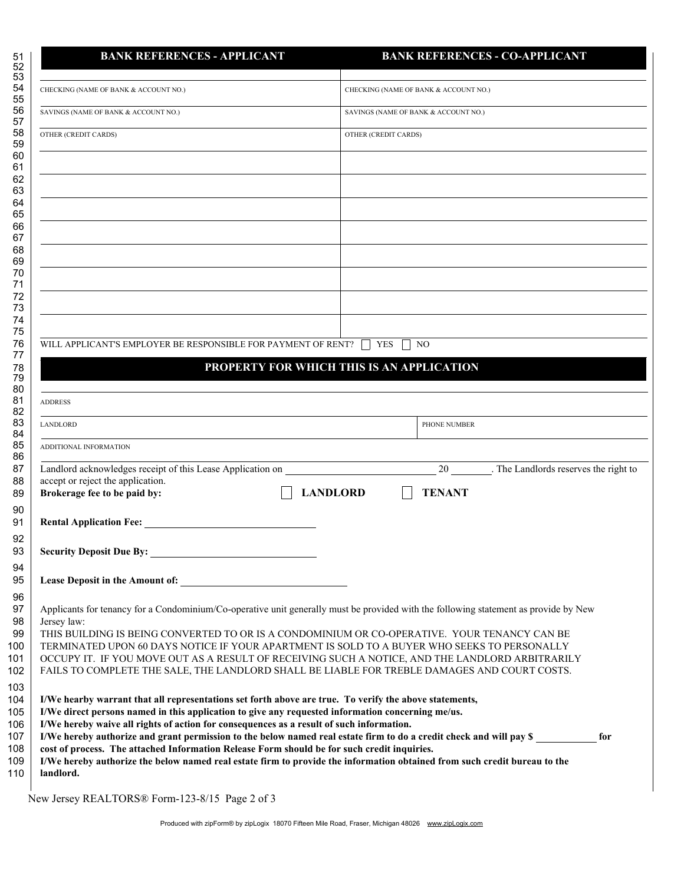| BANK REFERENCES - APPLICANT | BANK REFERENCES - CO-APPLICANT |
|---|---|
| CHECKING (NAME OF BANK & ACCOUNT NO.) | CHECKING (NAME OF BANK & ACCOUNT NO.) |
| SAVINGS (NAME OF BANK & ACCOUNT NO.) | SAVINGS (NAME OF BANK & ACCOUNT NO.) |
| OTHER (CREDIT CARDS) | OTHER (CREDIT CARDS) |
| | |
| | |
| | |
| | |
| | |
| | |
| | |
| | |

WILL APPLICANT'S EMPLOYER BE RESPONSIBLE FOR PAYMENT OF RENT? ☐ YES ☐ NO

## PROPERTY FOR WHICH THIS IS AN APPLICATION

ADDRESS ______________________________

LANDLORD ______________________________ PHONE NUMBER ______________________________

ADDITIONAL INFORMATION ______________________________

Landlord acknowledges receipt of this Lease Application on ______________________________ 20 ________. The Landlords reserves the right to accept or reject the application.

**Brokerage fee to be paid by:** ☐ **LANDLORD** ☐ **TENANT**

**Rental Application Fee:** ______________________________

**Security Deposit Due By:** ______________________________

**Lease Deposit in the Amount of:** ______________________________

Applicants for tenancy for a Condominium/Co-operative unit generally must be provided with the following statement as provide by New Jersey law:
THIS BUILDING IS BEING CONVERTED TO OR IS A CONDOMINIUM OR CO-OPERATIVE. YOUR TENANCY CAN BE TERMINATED UPON 60 DAYS NOTICE IF YOUR APARTMENT IS SOLD TO A BUYER WHO SEEKS TO PERSONALLY OCCUPY IT. IF YOU MOVE OUT AS A RESULT OF RECEIVING SUCH A NOTICE, AND THE LANDLORD ARBITRARILY FAILS TO COMPLETE THE SALE, THE LANDLORD SHALL BE LIABLE FOR TREBLE DAMAGES AND COURT COSTS.

**I/We hearby warrant that all representations set forth above are true. To verify the above statements, I/We direct persons named in this application to give any requested information concerning me/us. I/We hereby waive all rights of action for consequences as a result of such information. I/We hereby authorize and grant permission to the below named real estate firm to do a credit check and will pay $ ____________ for cost of process. The attached Information Release Form should be for such credit inquiries. I/We hereby authorize the below named real estate firm to provide the information obtained from such credit bureau to the landlord.**

New Jersey REALTORS® Form-123-8/15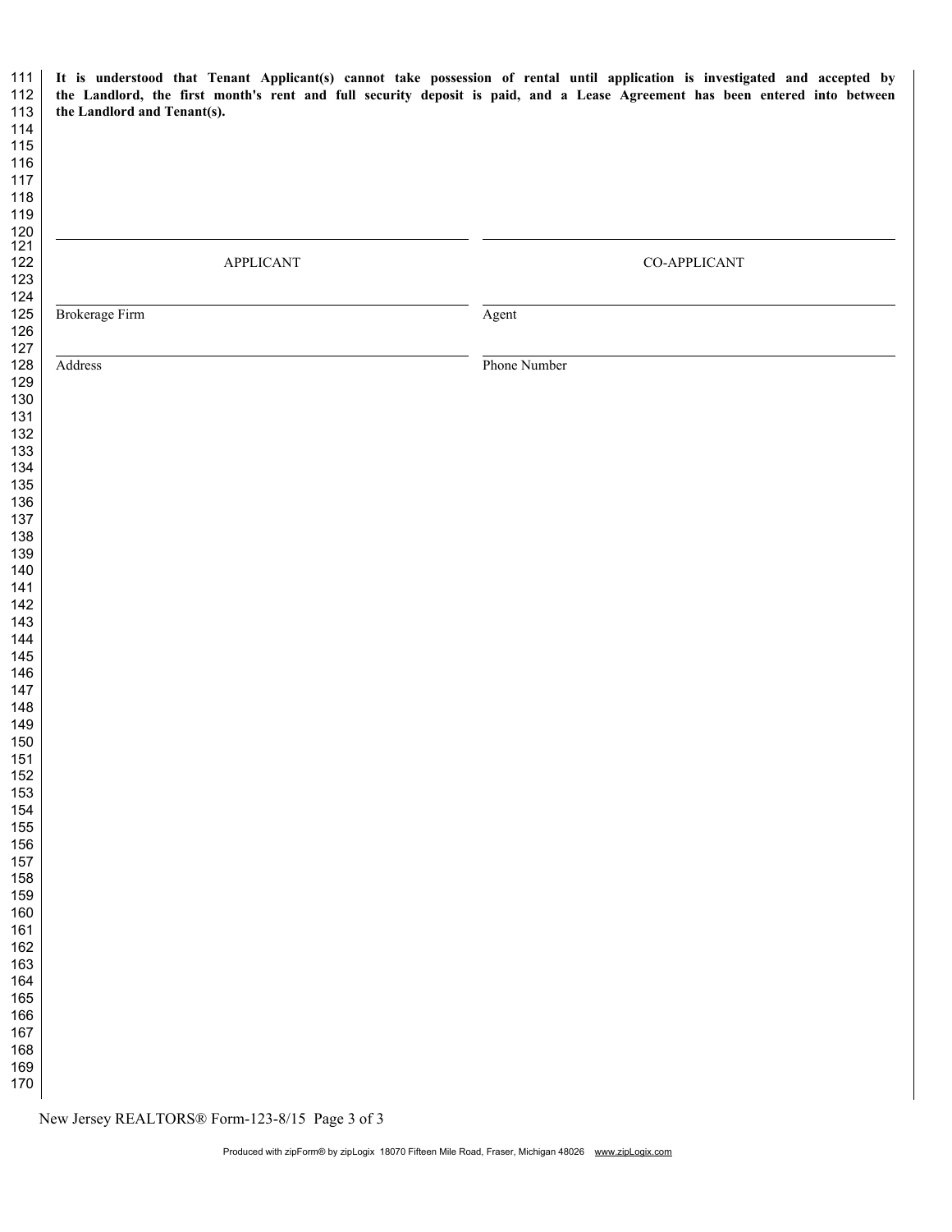**It is understood that Tenant Applicant(s) cannot take possession of rental until application is investigated and accepted by the Landlord, the first month's rent and full security deposit is paid, and a Lease Agreement has been entered into between the Landlord and Tenant(s).**

| | |
|---|---|
| \_\_\_\_\_\_\_\_\_\_\_\_\_\_\_\_\_\_\_\_ | \_\_\_\_\_\_\_\_\_\_\_\_\_\_\_\_\_\_\_\_ |
| APPLICANT | CO-APPLICANT |
| \_\_\_\_\_\_\_\_\_\_\_\_\_\_\_\_\_\_\_\_ | \_\_\_\_\_\_\_\_\_\_\_\_\_\_\_\_\_\_\_\_ |
| Brokerage Firm | Agent |
| \_\_\_\_\_\_\_\_\_\_\_\_\_\_\_\_\_\_\_\_ | \_\_\_\_\_\_\_\_\_\_\_\_\_\_\_\_\_\_\_\_ |
| Address | Phone Number |

New Jersey REALTORS® Form-123-8/15

Produced with zipForm® by zipLogix 18070 Fifteen Mile Road, Fraser, Michigan 48026 www.zipLogix.com